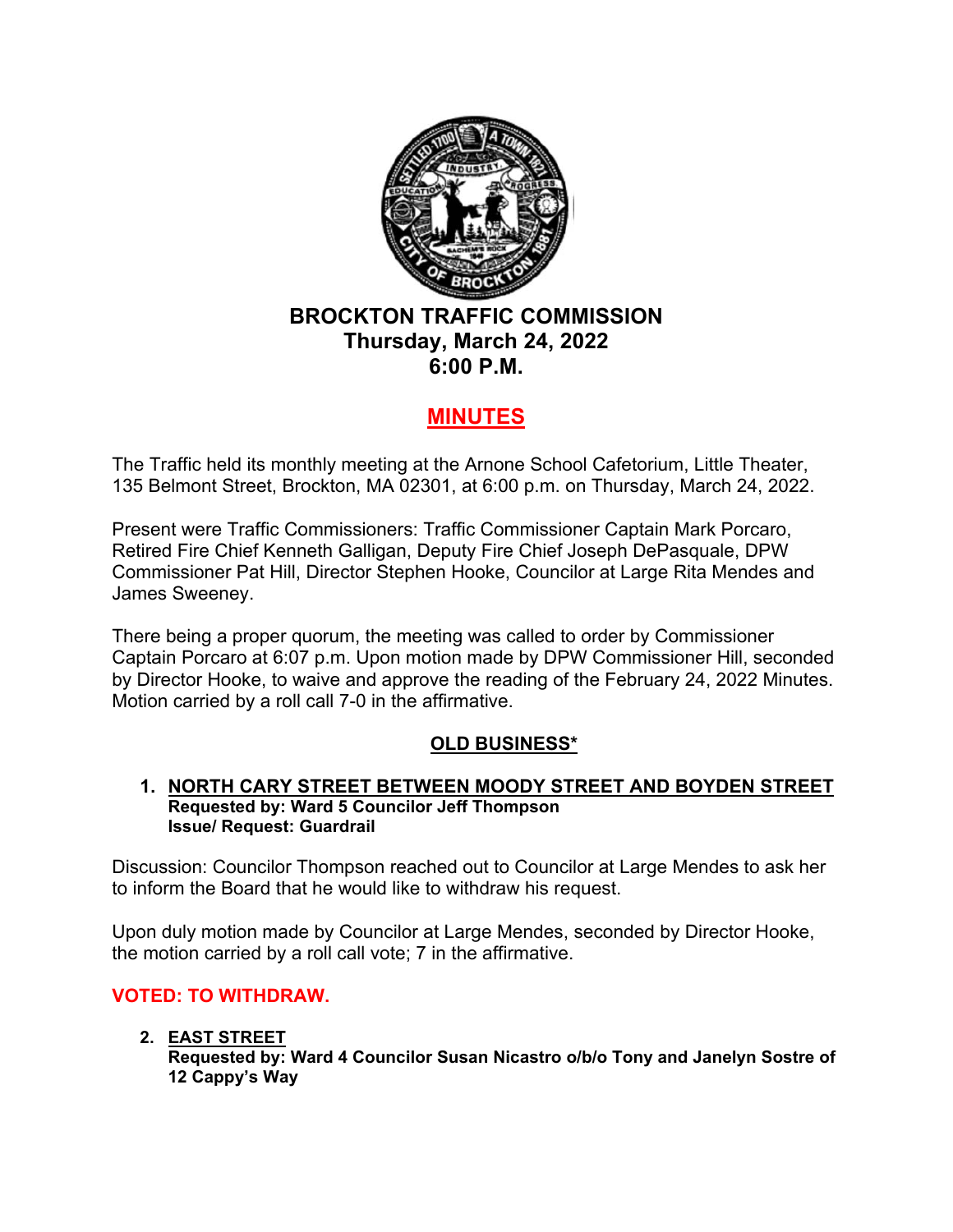# BROCKTON TRAFFIC COMMISSION
## Thursday, March 24, 2022
## 6:00 P.M.

## MINUTES

The Traffic held its monthly meeting at the Arnone School Cafetorium, Little Theater, 135 Belmont Street, Brockton, MA 02301, at 6:00 p.m. on Thursday, March 24, 2022.

Present were Traffic Commissioners: Traffic Commissioner Captain Mark Porcaro, Retired Fire Chief Kenneth Galligan, Deputy Fire Chief Joseph DePasquale, DPW Commissioner Pat Hill, Director Stephen Hooke, Councilor at Large Rita Mendes and James Sweeney.

There being a proper quorum, the meeting was called to order by Commissioner Captain Porcaro at 6:07 p.m. Upon motion made by DPW Commissioner Hill, seconded by Director Hooke, to waive and approve the reading of the February 24, 2022 Minutes. Motion carried by a roll call 7-0 in the affirmative.

### OLD BUSINESS*

1. **NORTH CARY STREET BETWEEN MOODY STREET AND BOYDEN STREET**
   **Requested by: Ward 5 Councilor Jeff Thompson**
   **Issue/ Request: Guardrail**

Discussion: Councilor Thompson reached out to Councilor at Large Mendes to ask her to inform the Board that he would like to withdraw his request.

Upon duly motion made by Councilor at Large Mendes, seconded by Director Hooke, the motion carried by a roll call vote; 7 in the affirmative.

**VOTED: TO WITHDRAW.**

2. **EAST STREET**
   **Requested by: Ward 4 Councilor Susan Nicastro o/b/o Tony and Janelyn Sostre of 12 Cappy's Way**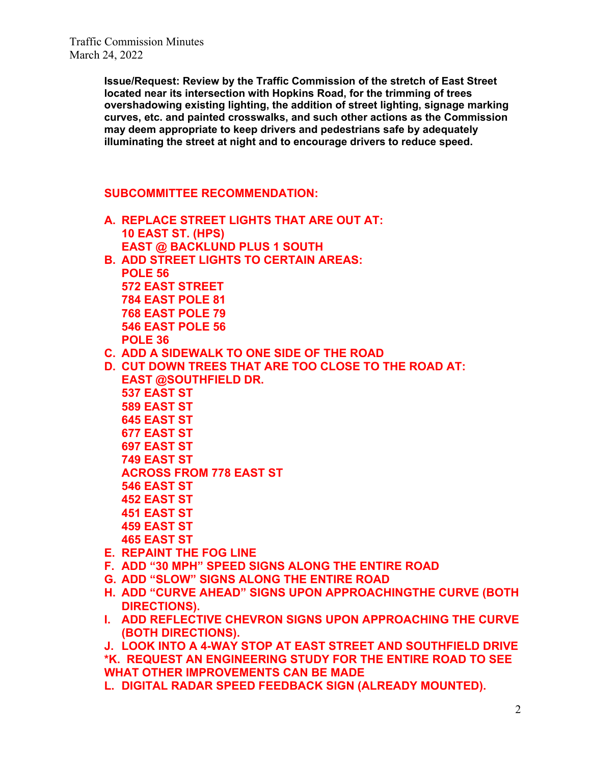**Issue/Request: Review by the Traffic Commission of the stretch of East Street located near its intersection with Hopkins Road, for the trimming of trees overshadowing existing lighting, the addition of street lighting, signage marking curves, etc. and painted crosswalks, and such other actions as the Commission may deem appropriate to keep drivers and pedestrians safe by adequately illuminating the street at night and to encourage drivers to reduce speed.**

**SUBCOMMITTEE RECOMMENDATION:**

A. **REPLACE STREET LIGHTS THAT ARE OUT AT:**
   **10 EAST ST. (HPS)**
   **EAST @ BACKLUND PLUS 1 SOUTH**
B. **ADD STREET LIGHTS TO CERTAIN AREAS:**
   **POLE 56**
   **572 EAST STREET**
   **784 EAST POLE 81**
   **768 EAST POLE 79**
   **546 EAST POLE 56**
   **POLE 36**
C. **ADD A SIDEWALK TO ONE SIDE OF THE ROAD**
D. **CUT DOWN TREES THAT ARE TOO CLOSE TO THE ROAD AT:**
   **EAST @SOUTHFIELD DR.**
   **537 EAST ST**
   **589 EAST ST**
   **645 EAST ST**
   **677 EAST ST**
   **697 EAST ST**
   **749 EAST ST**
   **ACROSS FROM 778 EAST ST**
   **546 EAST ST**
   **452 EAST ST**
   **451 EAST ST**
   **459 EAST ST**
   **465 EAST ST**
E. **REPAINT THE FOG LINE**
F. **ADD "30 MPH" SPEED SIGNS ALONG THE ENTIRE ROAD**
G. **ADD "SLOW" SIGNS ALONG THE ENTIRE ROAD**
H. **ADD "CURVE AHEAD" SIGNS UPON APPROACHINGTHE CURVE (BOTH DIRECTIONS).**
I. **ADD REFLECTIVE CHEVRON SIGNS UPON APPROACHING THE CURVE (BOTH DIRECTIONS).**
J. **LOOK INTO A 4-WAY STOP AT EAST STREET AND SOUTHFIELD DRIVE**

**\*K. REQUEST AN ENGINEERING STUDY FOR THE ENTIRE ROAD TO SEE WHAT OTHER IMPROVEMENTS CAN BE MADE**

L. **DIGITAL RADAR SPEED FEEDBACK SIGN (ALREADY MOUNTED).**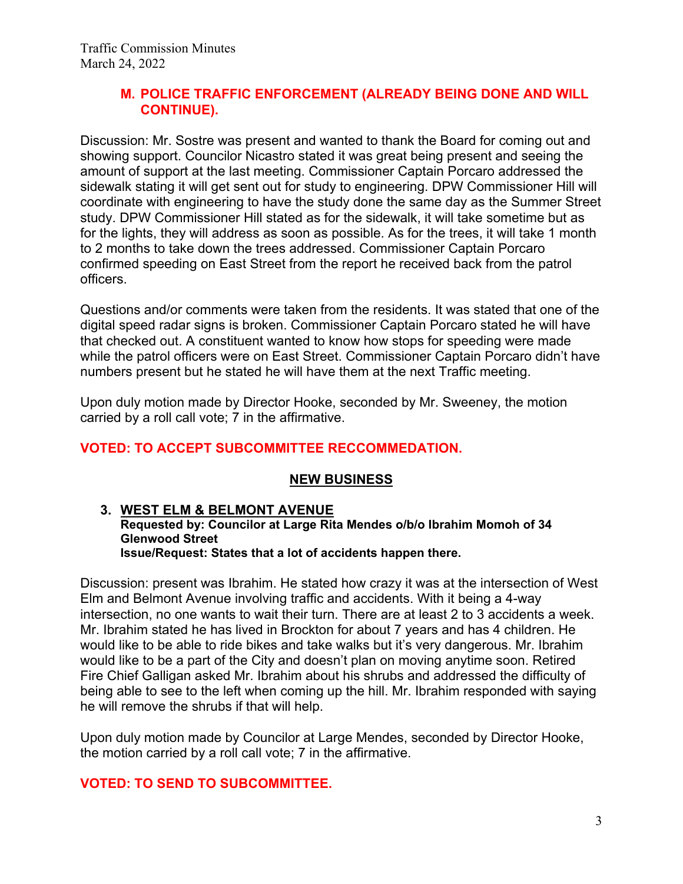**M. POLICE TRAFFIC ENFORCEMENT (ALREADY BEING DONE AND WILL CONTINUE).**

Discussion: Mr. Sostre was present and wanted to thank the Board for coming out and showing support. Councilor Nicastro stated it was great being present and seeing the amount of support at the last meeting. Commissioner Captain Porcaro addressed the sidewalk stating it will get sent out for study to engineering. DPW Commissioner Hill will coordinate with engineering to have the study done the same day as the Summer Street study. DPW Commissioner Hill stated as for the sidewalk, it will take sometime but as for the lights, they will address as soon as possible. As for the trees, it will take 1 month to 2 months to take down the trees addressed. Commissioner Captain Porcaro confirmed speeding on East Street from the report he received back from the patrol officers.

Questions and/or comments were taken from the residents. It was stated that one of the digital speed radar signs is broken. Commissioner Captain Porcaro stated he will have that checked out. A constituent wanted to know how stops for speeding were made while the patrol officers were on East Street. Commissioner Captain Porcaro didn't have numbers present but he stated he will have them at the next Traffic meeting.

Upon duly motion made by Director Hooke, seconded by Mr. Sweeney, the motion carried by a roll call vote; 7 in the affirmative.

**VOTED: TO ACCEPT SUBCOMMITTEE RECCOMMEDATION.**

## NEW BUSINESS

### 3. WEST ELM & BELMONT AVENUE

**Requested by: Councilor at Large Rita Mendes o/b/o Ibrahim Momoh of 34 Glenwood Street**
**Issue/Request: States that a lot of accidents happen there.**

Discussion: present was Ibrahim. He stated how crazy it was at the intersection of West Elm and Belmont Avenue involving traffic and accidents. With it being a 4-way intersection, no one wants to wait their turn. There are at least 2 to 3 accidents a week. Mr. Ibrahim stated he has lived in Brockton for about 7 years and has 4 children. He would like to be able to ride bikes and take walks but it's very dangerous. Mr. Ibrahim would like to be a part of the City and doesn't plan on moving anytime soon. Retired Fire Chief Galligan asked Mr. Ibrahim about his shrubs and addressed the difficulty of being able to see to the left when coming up the hill. Mr. Ibrahim responded with saying he will remove the shrubs if that will help.

Upon duly motion made by Councilor at Large Mendes, seconded by Director Hooke, the motion carried by a roll call vote; 7 in the affirmative.

**VOTED: TO SEND TO SUBCOMMITTEE.**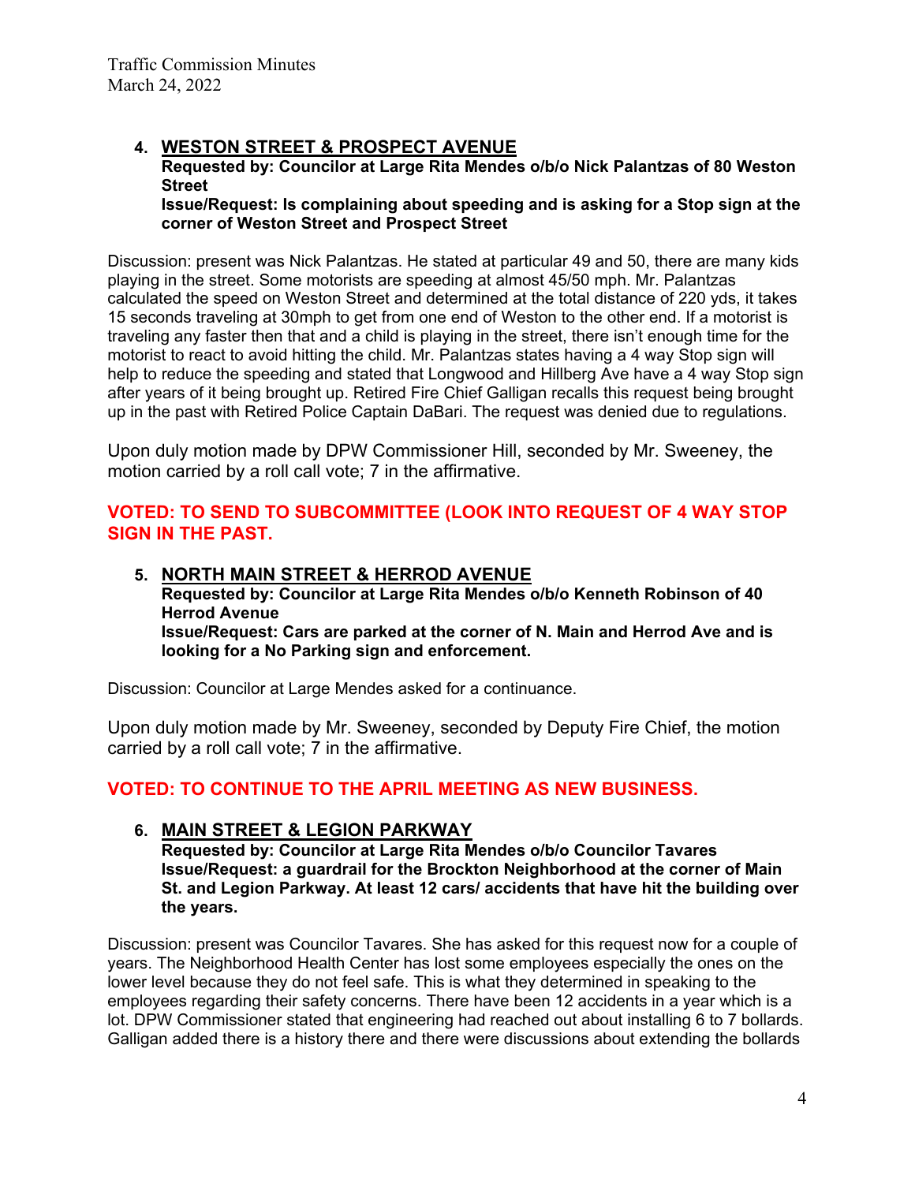4. **WESTON STREET & PROSPECT AVENUE**
   **Requested by: Councilor at Large Rita Mendes o/b/o Nick Palantzas of 80 Weston Street**
   **Issue/Request: Is complaining about speeding and is asking for a Stop sign at the corner of Weston Street and Prospect Street**

Discussion: present was Nick Palantzas. He stated at particular 49 and 50, there are many kids playing in the street. Some motorists are speeding at almost 45/50 mph. Mr. Palantzas calculated the speed on Weston Street and determined at the total distance of 220 yds, it takes 15 seconds traveling at 30mph to get from one end of Weston to the other end. If a motorist is traveling any faster then that and a child is playing in the street, there isn't enough time for the motorist to react to avoid hitting the child. Mr. Palantzas states having a 4 way Stop sign will help to reduce the speeding and stated that Longwood and Hillberg Ave have a 4 way Stop sign after years of it being brought up. Retired Fire Chief Galligan recalls this request being brought up in the past with Retired Police Captain DaBari. The request was denied due to regulations.

Upon duly motion made by DPW Commissioner Hill, seconded by Mr. Sweeney, the motion carried by a roll call vote; 7 in the affirmative.

**VOTED: TO SEND TO SUBCOMMITTEE (LOOK INTO REQUEST OF 4 WAY STOP SIGN IN THE PAST.**

5. **NORTH MAIN STREET & HERROD AVENUE**
   **Requested by: Councilor at Large Rita Mendes o/b/o Kenneth Robinson of 40 Herrod Avenue**
   **Issue/Request: Cars are parked at the corner of N. Main and Herrod Ave and is looking for a No Parking sign and enforcement.**

Discussion: Councilor at Large Mendes asked for a continuance.

Upon duly motion made by Mr. Sweeney, seconded by Deputy Fire Chief, the motion carried by a roll call vote; 7 in the affirmative.

**VOTED: TO CONTINUE TO THE APRIL MEETING AS NEW BUSINESS.**

6. **MAIN STREET & LEGION PARKWAY**
   **Requested by: Councilor at Large Rita Mendes o/b/o Councilor Tavares**
   **Issue/Request: a guardrail for the Brockton Neighborhood at the corner of Main St. and Legion Parkway. At least 12 cars/ accidents that have hit the building over the years.**

Discussion: present was Councilor Tavares. She has asked for this request now for a couple of years. The Neighborhood Health Center has lost some employees especially the ones on the lower level because they do not feel safe. This is what they determined in speaking to the employees regarding their safety concerns. There have been 12 accidents in a year which is a lot. DPW Commissioner stated that engineering had reached out about installing 6 to 7 bollards. Galligan added there is a history there and there were discussions about extending the bollards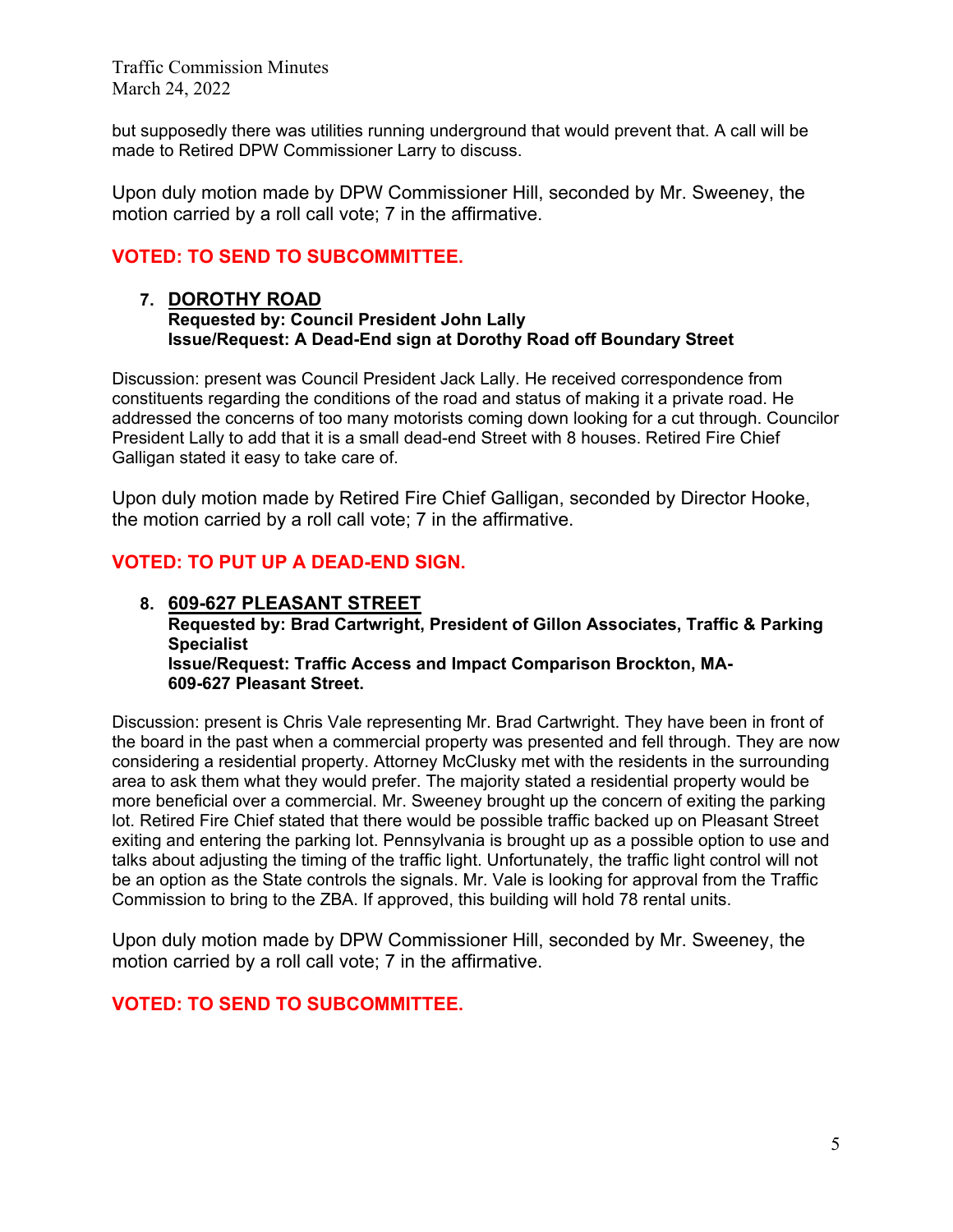but supposedly there was utilities running underground that would prevent that. A call will be made to Retired DPW Commissioner Larry to discuss.

Upon duly motion made by DPW Commissioner Hill, seconded by Mr. Sweeney, the motion carried by a roll call vote; 7 in the affirmative.

**VOTED: TO SEND TO SUBCOMMITTEE.**

7. **DOROTHY ROAD**
   **Requested by: Council President John Lally**
   **Issue/Request: A Dead-End sign at Dorothy Road off Boundary Street**

Discussion: present was Council President Jack Lally. He received correspondence from constituents regarding the conditions of the road and status of making it a private road. He addressed the concerns of too many motorists coming down looking for a cut through. Councilor President Lally to add that it is a small dead-end Street with 8 houses. Retired Fire Chief Galligan stated it easy to take care of.

Upon duly motion made by Retired Fire Chief Galligan, seconded by Director Hooke, the motion carried by a roll call vote; 7 in the affirmative.

**VOTED: TO PUT UP A DEAD-END SIGN.**

8. **609-627 PLEASANT STREET**
   **Requested by: Brad Cartwright, President of Gillon Associates, Traffic & Parking Specialist**
   **Issue/Request: Traffic Access and Impact Comparison Brockton, MA- 609-627 Pleasant Street.**

Discussion: present is Chris Vale representing Mr. Brad Cartwright. They have been in front of the board in the past when a commercial property was presented and fell through. They are now considering a residential property. Attorney McClusky met with the residents in the surrounding area to ask them what they would prefer. The majority stated a residential property would be more beneficial over a commercial. Mr. Sweeney brought up the concern of exiting the parking lot. Retired Fire Chief stated that there would be possible traffic backed up on Pleasant Street exiting and entering the parking lot. Pennsylvania is brought up as a possible option to use and talks about adjusting the timing of the traffic light. Unfortunately, the traffic light control will not be an option as the State controls the signals. Mr. Vale is looking for approval from the Traffic Commission to bring to the ZBA. If approved, this building will hold 78 rental units.

Upon duly motion made by DPW Commissioner Hill, seconded by Mr. Sweeney, the motion carried by a roll call vote; 7 in the affirmative.

**VOTED: TO SEND TO SUBCOMMITTEE.**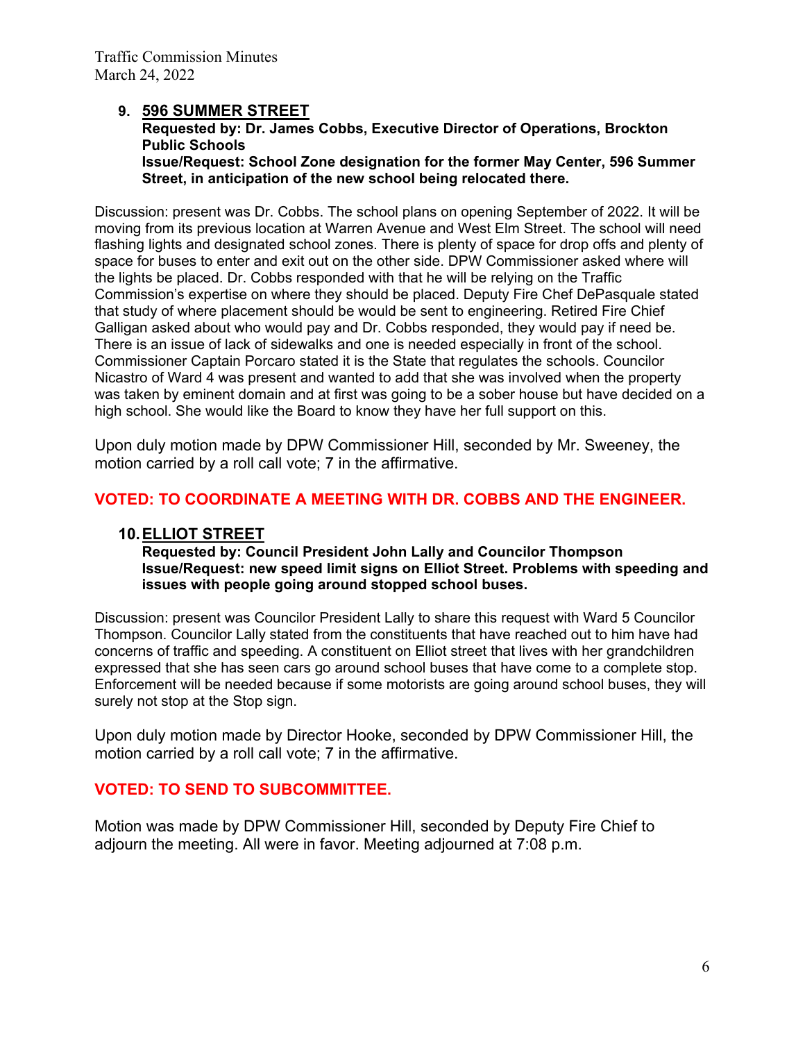## 9. 596 SUMMER STREET

**Requested by: Dr. James Cobbs, Executive Director of Operations, Brockton Public Schools**
**Issue/Request: School Zone designation for the former May Center, 596 Summer Street, in anticipation of the new school being relocated there.**

Discussion: present was Dr. Cobbs. The school plans on opening September of 2022. It will be moving from its previous location at Warren Avenue and West Elm Street. The school will need flashing lights and designated school zones. There is plenty of space for drop offs and plenty of space for buses to enter and exit out on the other side. DPW Commissioner asked where will the lights be placed. Dr. Cobbs responded with that he will be relying on the Traffic Commission's expertise on where they should be placed. Deputy Fire Chef DePasquale stated that study of where placement should be would be sent to engineering. Retired Fire Chief Galligan asked about who would pay and Dr. Cobbs responded, they would pay if need be. There is an issue of lack of sidewalks and one is needed especially in front of the school. Commissioner Captain Porcaro stated it is the State that regulates the schools. Councilor Nicastro of Ward 4 was present and wanted to add that she was involved when the property was taken by eminent domain and at first was going to be a sober house but have decided on a high school. She would like the Board to know they have her full support on this.

Upon duly motion made by DPW Commissioner Hill, seconded by Mr. Sweeney, the motion carried by a roll call vote; 7 in the affirmative.

**VOTED: TO COORDINATE A MEETING WITH DR. COBBS AND THE ENGINEER.**

## 10. ELLIOT STREET

**Requested by: Council President John Lally and Councilor Thompson**
**Issue/Request: new speed limit signs on Elliot Street. Problems with speeding and issues with people going around stopped school buses.**

Discussion: present was Councilor President Lally to share this request with Ward 5 Councilor Thompson. Councilor Lally stated from the constituents that have reached out to him have had concerns of traffic and speeding. A constituent on Elliot street that lives with her grandchildren expressed that she has seen cars go around school buses that have come to a complete stop. Enforcement will be needed because if some motorists are going around school buses, they will surely not stop at the Stop sign.

Upon duly motion made by Director Hooke, seconded by DPW Commissioner Hill, the motion carried by a roll call vote; 7 in the affirmative.

**VOTED: TO SEND TO SUBCOMMITTEE.**

Motion was made by DPW Commissioner Hill, seconded by Deputy Fire Chief to adjourn the meeting. All were in favor. Meeting adjourned at 7:08 p.m.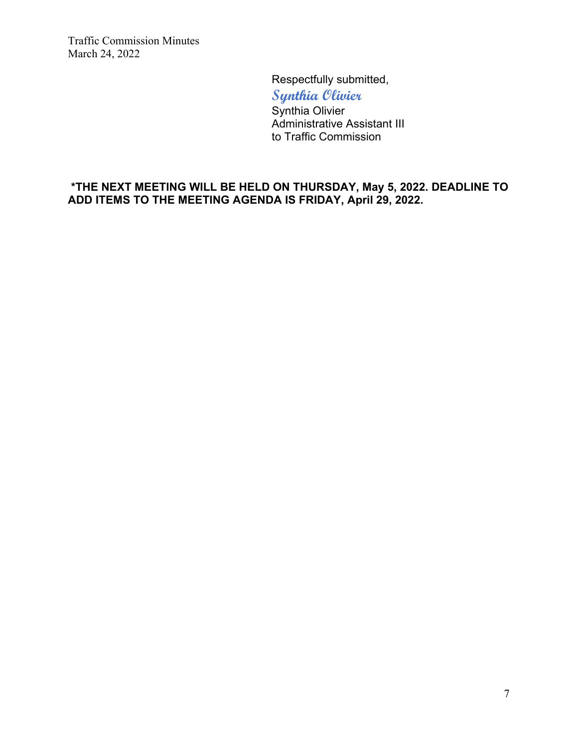Respectfully submitted,

*Synthia Olivier*

Synthia Olivier
Administrative Assistant III
to Traffic Commission

**\*THE NEXT MEETING WILL BE HELD ON THURSDAY, May 5, 2022. DEADLINE TO ADD ITEMS TO THE MEETING AGENDA IS FRIDAY, April 29, 2022.**